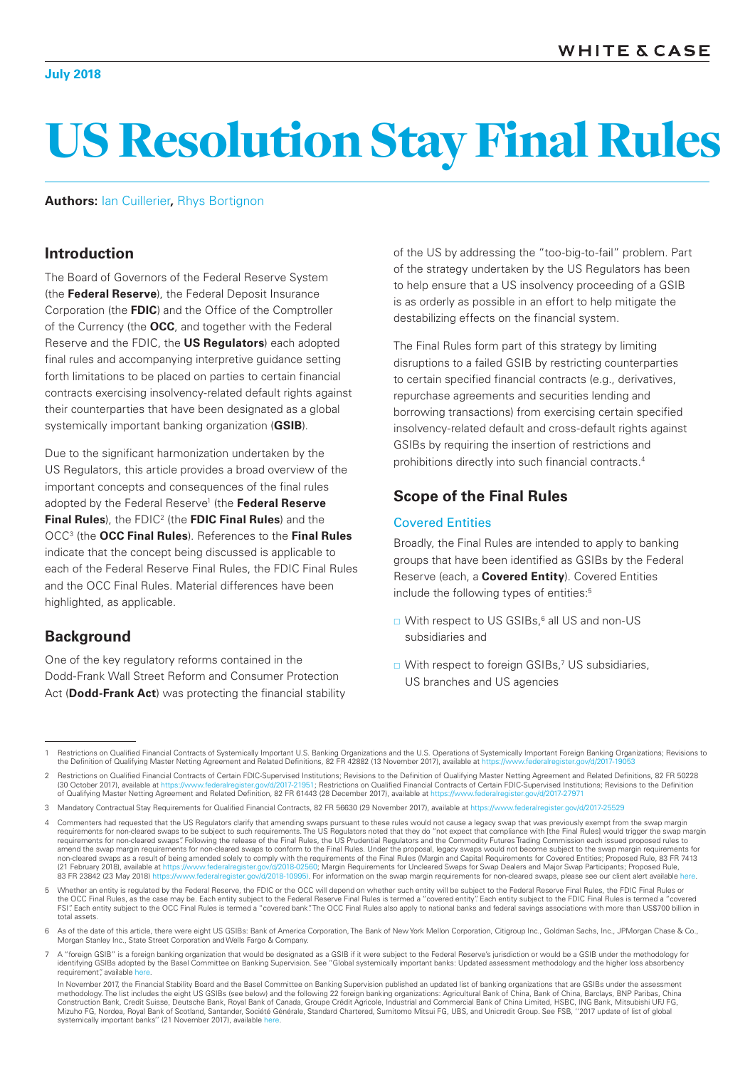July 2018

# US Resolution Stay Final Rules

**Authors:** Ian Cuillerier, Rhys Bortignon

## Introduction

The Board of Governors of the Federal Reserve System (the **Federal Reserve**), the Federal Deposit Insurance Corporation (the **FDIC**) and the Office of the Comptroller of the Currency (the **OCC**, and together with the Federal Reserve and the FDIC, the **US Regulators**) each adopted final rules and accompanying interpretive guidance setting forth limitations to be placed on parties to certain financial contracts exercising insolvency-related default rights against their counterparties that have been designated as a global systemically important banking organization (**GSIB**).

Due to the significant harmonization undertaken by the US Regulators, this article provides a broad overview of the important concepts and consequences of the final rules adopted by the Federal Reserve[1] (the **Federal Reserve Final Rules**), the FDIC[2] (the **FDIC Final Rules**) and the OCC[3] (the **OCC Final Rules**). References to the **Final Rules** indicate that the concept being discussed is applicable to each of the Federal Reserve Final Rules, the FDIC Final Rules and the OCC Final Rules. Material differences have been highlighted, as applicable.

## Background

One of the key regulatory reforms contained in the Dodd-Frank Wall Street Reform and Consumer Protection Act (**Dodd-Frank Act**) was protecting the financial stability of the US by addressing the "too-big-to-fail" problem. Part of the strategy undertaken by the US Regulators has been to help ensure that a US insolvency proceeding of a GSIB is as orderly as possible in an effort to help mitigate the destabilizing effects on the financial system.

The Final Rules form part of this strategy by limiting disruptions to a failed GSIB by restricting counterparties to certain specified financial contracts (e.g., derivatives, repurchase agreements and securities lending and borrowing transactions) from exercising certain specified insolvency-related default and cross-default rights against GSIBs by requiring the insertion of restrictions and prohibitions directly into such financial contracts.[4]

## Scope of the Final Rules

### Covered Entities

Broadly, the Final Rules are intended to apply to banking groups that have been identified as GSIBs by the Federal Reserve (each, a **Covered Entity**). Covered Entities include the following types of entities:[5]

- With respect to US GSIBs,[6] all US and non-US subsidiaries and
- With respect to foreign GSIBs,[7] US subsidiaries, US branches and US agencies

---

1 Restrictions on Qualified Financial Contracts of Systemically Important U.S. Banking Organizations and the U.S. Operations of Systemically Important Foreign Banking Organizations; Revisions to the Definition of Qualifying Master Netting Agreement and Related Definitions, 82 FR 42882 (13 November 2017), available at https://www.federalregister.gov/d/2017-19053

2 Restrictions on Qualified Financial Contracts of Certain FDIC-Supervised Institutions; Revisions to the Definition of Qualifying Master Netting Agreement and Related Definitions, 82 FR 50228 (30 October 2017), available at https://www.federalregister.gov/d/2017-21951; Restrictions on Qualified Financial Contracts of Certain FDIC-Supervised Institutions; Revisions to the Definition of Qualifying Master Netting Agreement and Related Definition, 82 FR 61443 (28 December 2017), available at https://www.federalregister.gov/d/2017-27971

3 Mandatory Contractual Stay Requirements for Qualified Financial Contracts, 82 FR 56630 (29 November 2017), available at https://www.federalregister.gov/d/2017-25529

4 Commenters had requested that the US Regulators clarify that amending swaps pursuant to these rules would not cause a legacy swap that was previously exempt from the swap margin requirements for non-cleared swaps to be subject to such requirements. The US Regulators noted that they do "not expect that compliance with [the Final Rules] would trigger the swap margin requirements for non-cleared swaps". Following the release of the Final Rules, the US Prudential Regulators and the Commodity Futures Trading Commission each issued proposed rules to amend the swap margin requirements for non-cleared swaps to conform to the Final Rules. Under the proposal, legacy swaps would not become subject to the swap margin requirements for non-cleared swaps as a result of being amended solely to comply with the requirements of the Final Rules (Margin and Capital Requirements for Covered Entities; Proposed Rule, 83 FR 7413 (21 February 2018), available at https://www.federalregister.gov/d/2018-02560; Margin Requirements for Uncleared Swaps for Swap Dealers and Major Swap Participants; Proposed Rule, 83 FR 23842 (23 May 2018) https://www.federalregister.gov/d/2018-10995). For information on the swap margin requirements for non-cleared swaps, please see our client alert available here.

5 Whether an entity is regulated by the Federal Reserve, the FDIC or the OCC will depend on whether such entity will be subject to the Federal Reserve Final Rules, the FDIC Final Rules or the OCC Final Rules, as the case may be. Each entity subject to the Federal Reserve Final Rules is termed a "covered entity". Each entity subject to the FDIC Final Rules is termed a "covered FSI". Each entity subject to the OCC Final Rules is termed a "covered bank". The OCC Final Rules also apply to national banks and federal savings associations with more than US$700 billion in total assets.

6 As of the date of this article, there were eight US GSIBs: Bank of America Corporation, The Bank of New York Mellon Corporation, Citigroup Inc., Goldman Sachs, Inc., JPMorgan Chase & Co., Morgan Stanley Inc., State Street Corporation and Wells Fargo & Company.

7 A "foreign GSIB" is a foreign banking organization that would be designated as a GSIB if it were subject to the Federal Reserve's jurisdiction or would be a GSIB under the methodology for identifying GSIBs adopted by the Basel Committee on Banking Supervision. See "Global systemically important banks: Updated assessment methodology and the higher loss absorbency requirement", available here.

In November 2017, the Financial Stability Board and the Basel Committee on Banking Supervision published an updated list of banking organizations that are GSIBs under the assessment methodology. The list includes the eight US GSIBs (see below) and the following 22 foreign banking organizations: Agricultural Bank of China, Bank of China, Barclays, BNP Paribas, China Construction Bank, Credit Suisse, Deutsche Bank, Royal Bank of Canada, Groupe Crédit Agricole, Industrial and Commercial Bank of China Limited, HSBC, ING Bank, Mitsubishi UFJ FG, Mizuho FG, Nordea, Royal Bank of Scotland, Santander, Société Générale, Standard Chartered, Sumitomo Mitsui FG, UBS, and Unicredit Group. See FSB, "2017 update of list of global systemically important banks" (21 November 2017), available here.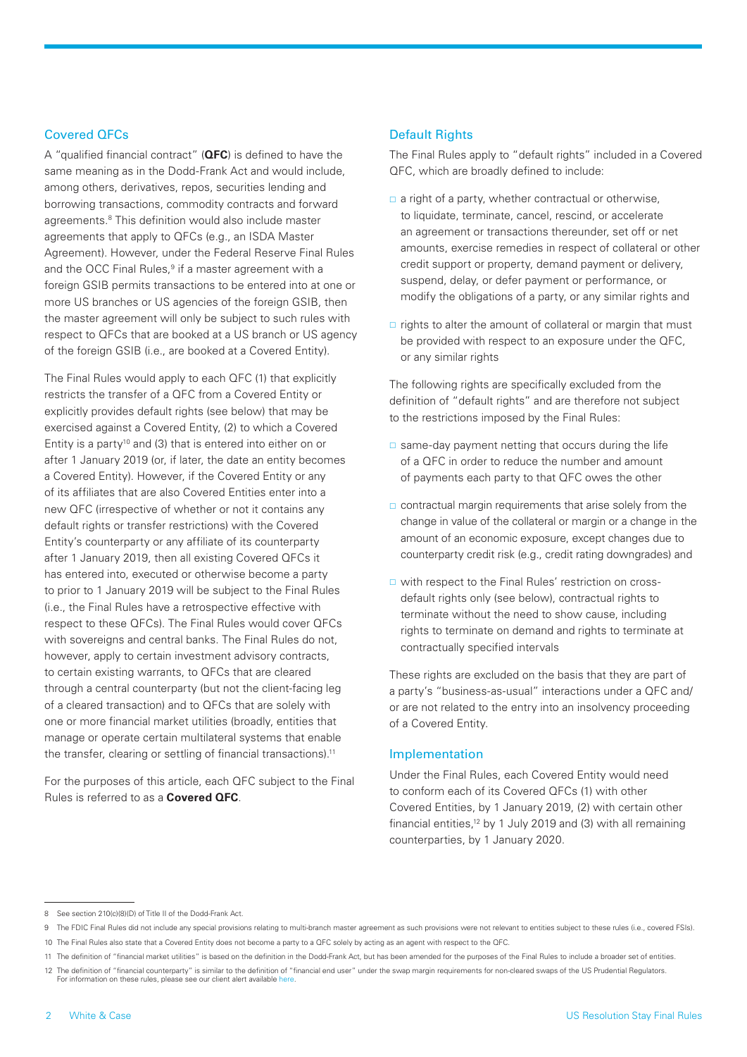## Covered QFCs

A "qualified financial contract" (**QFC**) is defined to have the same meaning as in the Dodd-Frank Act and would include, among others, derivatives, repos, securities lending and borrowing transactions, commodity contracts and forward agreements.[8] This definition would also include master agreements that apply to QFCs (e.g., an ISDA Master Agreement). However, under the Federal Reserve Final Rules and the OCC Final Rules,[9] if a master agreement with a foreign GSIB permits transactions to be entered into at one or more US branches or US agencies of the foreign GSIB, then the master agreement will only be subject to such rules with respect to QFCs that are booked at a US branch or US agency of the foreign GSIB (i.e., are booked at a Covered Entity).

The Final Rules would apply to each QFC (1) that explicitly restricts the transfer of a QFC from a Covered Entity or explicitly provides default rights (see below) that may be exercised against a Covered Entity, (2) to which a Covered Entity is a party[10] and (3) that is entered into either on or after 1 January 2019 (or, if later, the date an entity becomes a Covered Entity). However, if the Covered Entity or any of its affiliates that are also Covered Entities enter into a new QFC (irrespective of whether or not it contains any default rights or transfer restrictions) with the Covered Entity's counterparty or any affiliate of its counterparty after 1 January 2019, then all existing Covered QFCs it has entered into, executed or otherwise become a party to prior to 1 January 2019 will be subject to the Final Rules (i.e., the Final Rules have a retrospective effective with respect to these QFCs). The Final Rules would cover QFCs with sovereigns and central banks. The Final Rules do not, however, apply to certain investment advisory contracts, to certain existing warrants, to QFCs that are cleared through a central counterparty (but not the client-facing leg of a cleared transaction) and to QFCs that are solely with one or more financial market utilities (broadly, entities that manage or operate certain multilateral systems that enable the transfer, clearing or settling of financial transactions).[11]

For the purposes of this article, each QFC subject to the Final Rules is referred to as a **Covered QFC**.

## Default Rights

The Final Rules apply to "default rights" included in a Covered QFC, which are broadly defined to include:

- a right of a party, whether contractual or otherwise, to liquidate, terminate, cancel, rescind, or accelerate an agreement or transactions thereunder, set off or net amounts, exercise remedies in respect of collateral or other credit support or property, demand payment or delivery, suspend, delay, or defer payment or performance, or modify the obligations of a party, or any similar rights and
- rights to alter the amount of collateral or margin that must be provided with respect to an exposure under the QFC, or any similar rights

The following rights are specifically excluded from the definition of "default rights" and are therefore not subject to the restrictions imposed by the Final Rules:

- same-day payment netting that occurs during the life of a QFC in order to reduce the number and amount of payments each party to that QFC owes the other
- contractual margin requirements that arise solely from the change in value of the collateral or margin or a change in the amount of an economic exposure, except changes due to counterparty credit risk (e.g., credit rating downgrades) and
- with respect to the Final Rules' restriction on cross-default rights only (see below), contractual rights to terminate without the need to show cause, including rights to terminate on demand and rights to terminate at contractually specified intervals

These rights are excluded on the basis that they are part of a party's "business-as-usual" interactions under a QFC and/or are not related to the entry into an insolvency proceeding of a Covered Entity.

## Implementation

Under the Final Rules, each Covered Entity would need to conform each of its Covered QFCs (1) with other Covered Entities, by 1 January 2019, (2) with certain other financial entities,[12] by 1 July 2019 and (3) with all remaining counterparties, by 1 January 2020.

---

8 See section 210(c)(8)(D) of Title II of the Dodd-Frank Act.

9 The FDIC Final Rules did not include any special provisions relating to multi-branch master agreement as such provisions were not relevant to entities subject to these rules (i.e., covered FSIs).

10 The Final Rules also state that a Covered Entity does not become a party to a QFC solely by acting as an agent with respect to the QFC.

11 The definition of "financial market utilities" is based on the definition in the Dodd-Frank Act, but has been amended for the purposes of the Final Rules to include a broader set of entities.

12 The definition of "financial counterparty" is similar to the definition of "financial end user" under the swap margin requirements for non-cleared swaps of the US Prudential Regulators. For information on these rules, please see our client alert available here.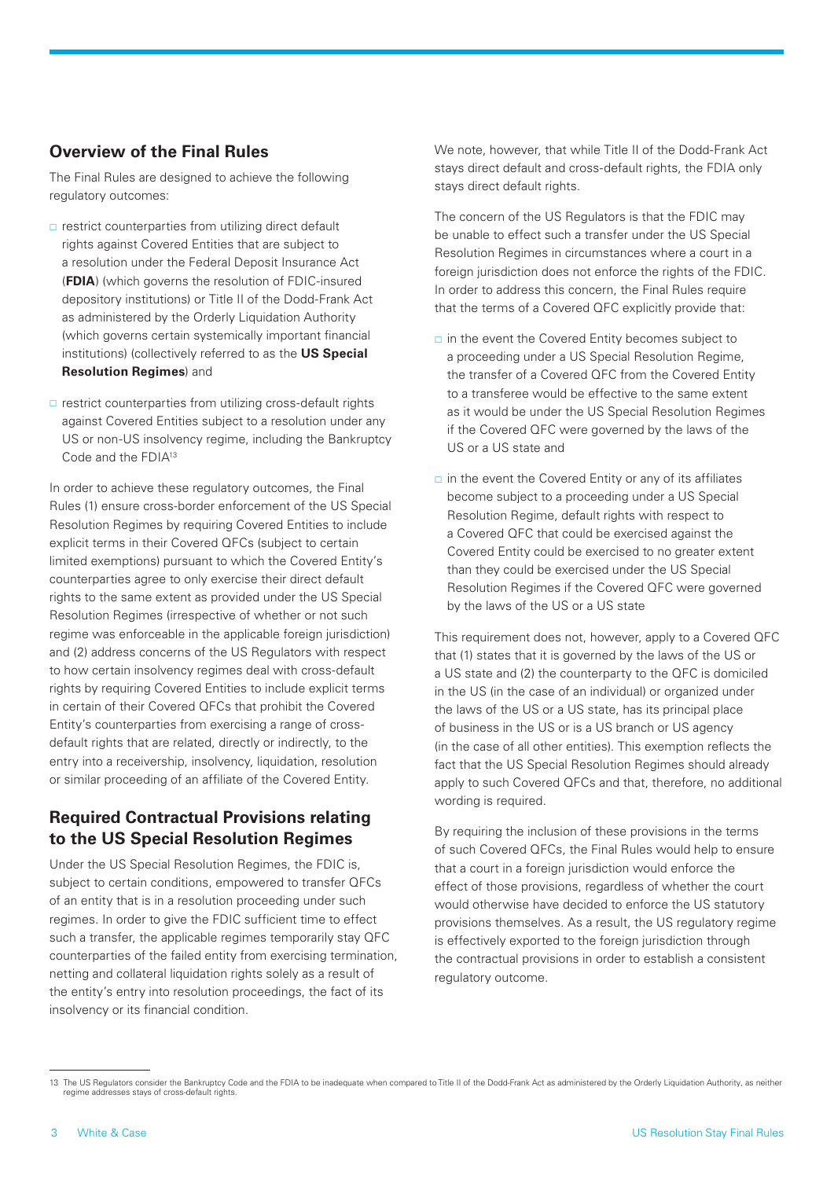## Overview of the Final Rules

The Final Rules are designed to achieve the following regulatory outcomes:

- restrict counterparties from utilizing direct default rights against Covered Entities that are subject to a resolution under the Federal Deposit Insurance Act (**FDIA**) (which governs the resolution of FDIC-insured depository institutions) or Title II of the Dodd-Frank Act as administered by the Orderly Liquidation Authority (which governs certain systemically important financial institutions) (collectively referred to as the **US Special Resolution Regimes**) and
- restrict counterparties from utilizing cross-default rights against Covered Entities subject to a resolution under any US or non-US insolvency regime, including the Bankruptcy Code and the FDIA[13]

In order to achieve these regulatory outcomes, the Final Rules (1) ensure cross-border enforcement of the US Special Resolution Regimes by requiring Covered Entities to include explicit terms in their Covered QFCs (subject to certain limited exemptions) pursuant to which the Covered Entity's counterparties agree to only exercise their direct default rights to the same extent as provided under the US Special Resolution Regimes (irrespective of whether or not such regime was enforceable in the applicable foreign jurisdiction) and (2) address concerns of the US Regulators with respect to how certain insolvency regimes deal with cross-default rights by requiring Covered Entities to include explicit terms in certain of their Covered QFCs that prohibit the Covered Entity's counterparties from exercising a range of cross-default rights that are related, directly or indirectly, to the entry into a receivership, insolvency, liquidation, resolution or similar proceeding of an affiliate of the Covered Entity.

## Required Contractual Provisions relating to the US Special Resolution Regimes

Under the US Special Resolution Regimes, the FDIC is, subject to certain conditions, empowered to transfer QFCs of an entity that is in a resolution proceeding under such regimes. In order to give the FDIC sufficient time to effect such a transfer, the applicable regimes temporarily stay QFC counterparties of the failed entity from exercising termination, netting and collateral liquidation rights solely as a result of the entity's entry into resolution proceedings, the fact of its insolvency or its financial condition.

We note, however, that while Title II of the Dodd-Frank Act stays direct default and cross-default rights, the FDIA only stays direct default rights.

The concern of the US Regulators is that the FDIC may be unable to effect such a transfer under the US Special Resolution Regimes in circumstances where a court in a foreign jurisdiction does not enforce the rights of the FDIC. In order to address this concern, the Final Rules require that the terms of a Covered QFC explicitly provide that:

- in the event the Covered Entity becomes subject to a proceeding under a US Special Resolution Regime, the transfer of a Covered QFC from the Covered Entity to a transferee would be effective to the same extent as it would be under the US Special Resolution Regimes if the Covered QFC were governed by the laws of the US or a US state and
- in the event the Covered Entity or any of its affiliates become subject to a proceeding under a US Special Resolution Regime, default rights with respect to a Covered QFC that could be exercised against the Covered Entity could be exercised to no greater extent than they could be exercised under the US Special Resolution Regimes if the Covered QFC were governed by the laws of the US or a US state

This requirement does not, however, apply to a Covered QFC that (1) states that it is governed by the laws of the US or a US state and (2) the counterparty to the QFC is domiciled in the US (in the case of an individual) or organized under the laws of the US or a US state, has its principal place of business in the US or is a US branch or US agency (in the case of all other entities). This exemption reflects the fact that the US Special Resolution Regimes should already apply to such Covered QFCs and that, therefore, no additional wording is required.

By requiring the inclusion of these provisions in the terms of such Covered QFCs, the Final Rules would help to ensure that a court in a foreign jurisdiction would enforce the effect of those provisions, regardless of whether the court would otherwise have decided to enforce the US statutory provisions themselves. As a result, the US regulatory regime is effectively exported to the foreign jurisdiction through the contractual provisions in order to establish a consistent regulatory outcome.

---

13 The US Regulators consider the Bankruptcy Code and the FDIA to be inadequate when compared to Title II of the Dodd-Frank Act as administered by the Orderly Liquidation Authority, as neither regime addresses stays of cross-default rights.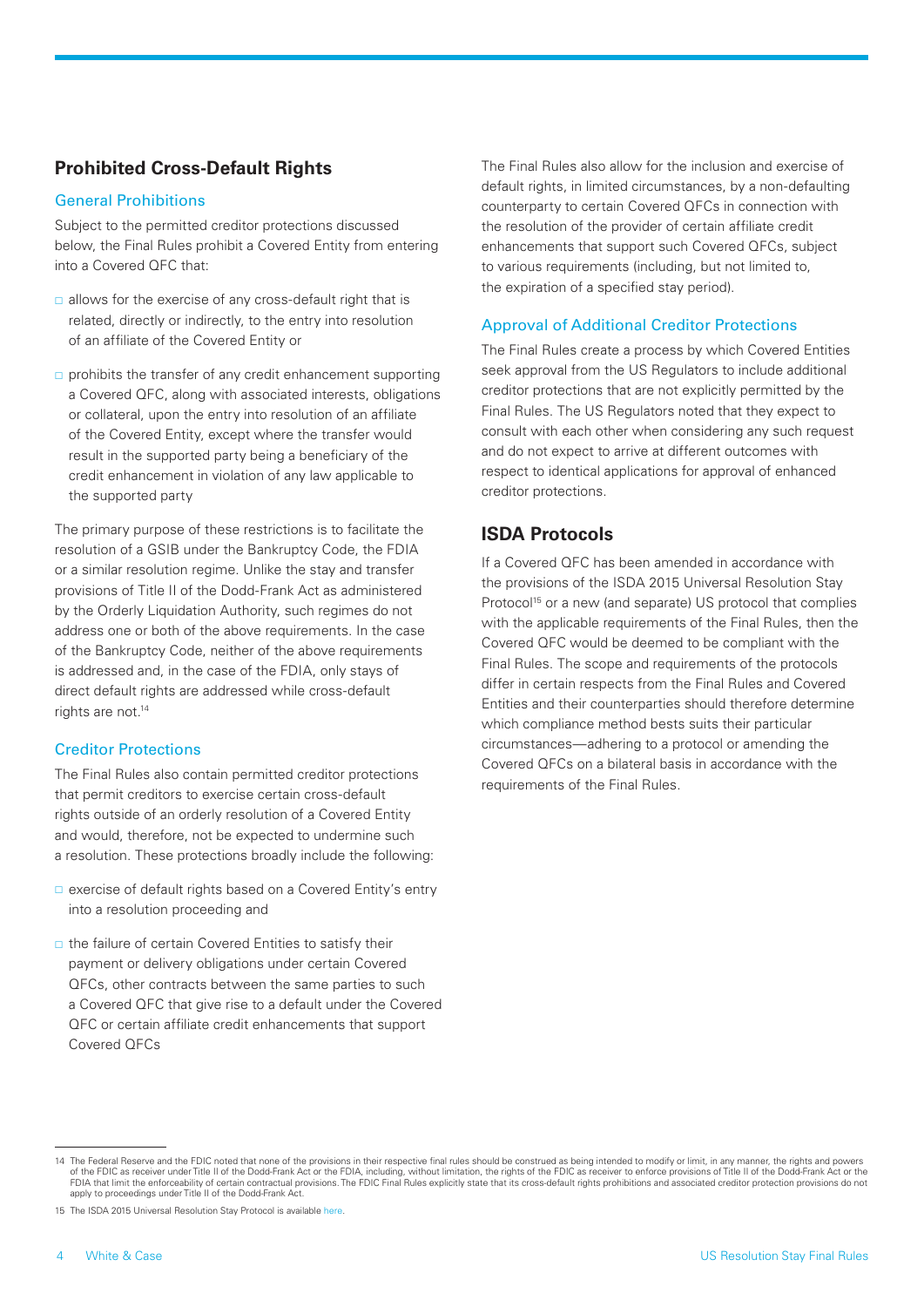## Prohibited Cross-Default Rights

### General Prohibitions

Subject to the permitted creditor protections discussed below, the Final Rules prohibit a Covered Entity from entering into a Covered QFC that:

- allows for the exercise of any cross-default right that is related, directly or indirectly, to the entry into resolution of an affiliate of the Covered Entity or
- prohibits the transfer of any credit enhancement supporting a Covered QFC, along with associated interests, obligations or collateral, upon the entry into resolution of an affiliate of the Covered Entity, except where the transfer would result in the supported party being a beneficiary of the credit enhancement in violation of any law applicable to the supported party

The primary purpose of these restrictions is to facilitate the resolution of a GSIB under the Bankruptcy Code, the FDIA or a similar resolution regime. Unlike the stay and transfer provisions of Title II of the Dodd-Frank Act as administered by the Orderly Liquidation Authority, such regimes do not address one or both of the above requirements. In the case of the Bankruptcy Code, neither of the above requirements is addressed and, in the case of the FDIA, only stays of direct default rights are addressed while cross-default rights are not.[14]

### Creditor Protections

The Final Rules also contain permitted creditor protections that permit creditors to exercise certain cross-default rights outside of an orderly resolution of a Covered Entity and would, therefore, not be expected to undermine such a resolution. These protections broadly include the following:

- exercise of default rights based on a Covered Entity's entry into a resolution proceeding and
- the failure of certain Covered Entities to satisfy their payment or delivery obligations under certain Covered QFCs, other contracts between the same parties to such a Covered QFC that give rise to a default under the Covered QFC or certain affiliate credit enhancements that support Covered QFCs

The Final Rules also allow for the inclusion and exercise of default rights, in limited circumstances, by a non-defaulting counterparty to certain Covered QFCs in connection with the resolution of the provider of certain affiliate credit enhancements that support such Covered QFCs, subject to various requirements (including, but not limited to, the expiration of a specified stay period).

### Approval of Additional Creditor Protections

The Final Rules create a process by which Covered Entities seek approval from the US Regulators to include additional creditor protections that are not explicitly permitted by the Final Rules. The US Regulators noted that they expect to consult with each other when considering any such request and do not expect to arrive at different outcomes with respect to identical applications for approval of enhanced creditor protections.

## ISDA Protocols

If a Covered QFC has been amended in accordance with the provisions of the ISDA 2015 Universal Resolution Stay Protocol[15] or a new (and separate) US protocol that complies with the applicable requirements of the Final Rules, then the Covered QFC would be deemed to be compliant with the Final Rules. The scope and requirements of the protocols differ in certain respects from the Final Rules and Covered Entities and their counterparties should therefore determine which compliance method bests suits their particular circumstances—adhering to a protocol or amending the Covered QFCs on a bilateral basis in accordance with the requirements of the Final Rules.

---

14 The Federal Reserve and the FDIC noted that none of the provisions in their respective final rules should be construed as being intended to modify or limit, in any manner, the rights and powers of the FDIC as receiver under Title II of the Dodd-Frank Act or the FDIA, including, without limitation, the rights of the FDIC as receiver to enforce provisions of Title II of the Dodd-Frank Act or the FDIA that limit the enforceability of certain contractual provisions. The FDIC Final Rules explicitly state that its cross-default rights prohibitions and associated creditor protection provisions do not apply to proceedings under Title II of the Dodd-Frank Act.

15 The ISDA 2015 Universal Resolution Stay Protocol is available here.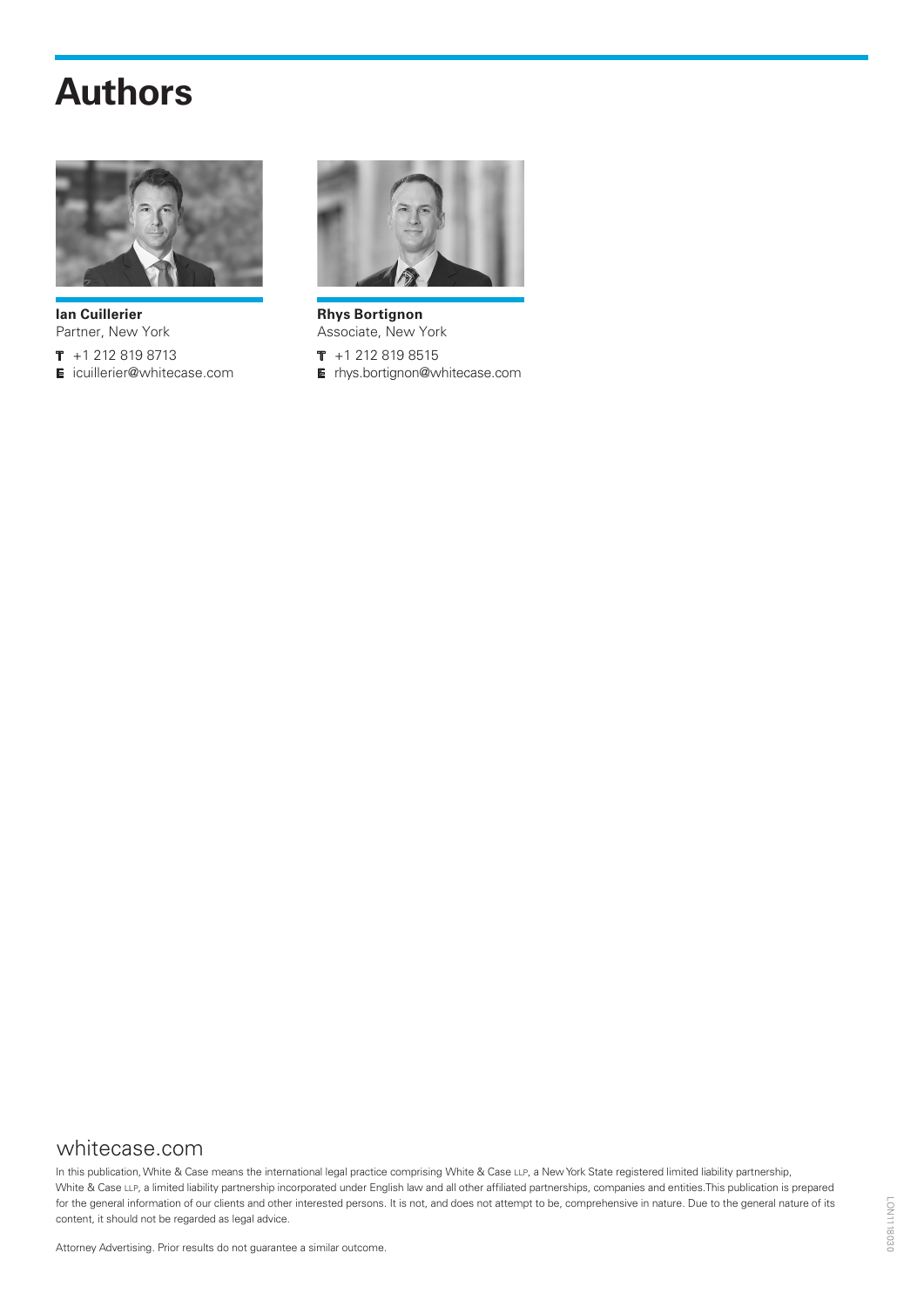# Authors

**Ian Cuillerier**
Partner, New York

T +1 212 819 8713
E icuillerier@whitecase.com

**Rhys Bortignon**
Associate, New York

T +1 212 819 8515
E rhys.bortignon@whitecase.com

whitecase.com

In this publication, White & Case means the international legal practice comprising White & Case LLP, a New York State registered limited liability partnership, White & Case LLP, a limited liability partnership incorporated under English law and all other affiliated partnerships, companies and entities.This publication is prepared for the general information of our clients and other interested persons. It is not, and does not attempt to be, comprehensive in nature. Due to the general nature of its content, it should not be regarded as legal advice.

Attorney Advertising. Prior results do not guarantee a similar outcome.

LON1118030